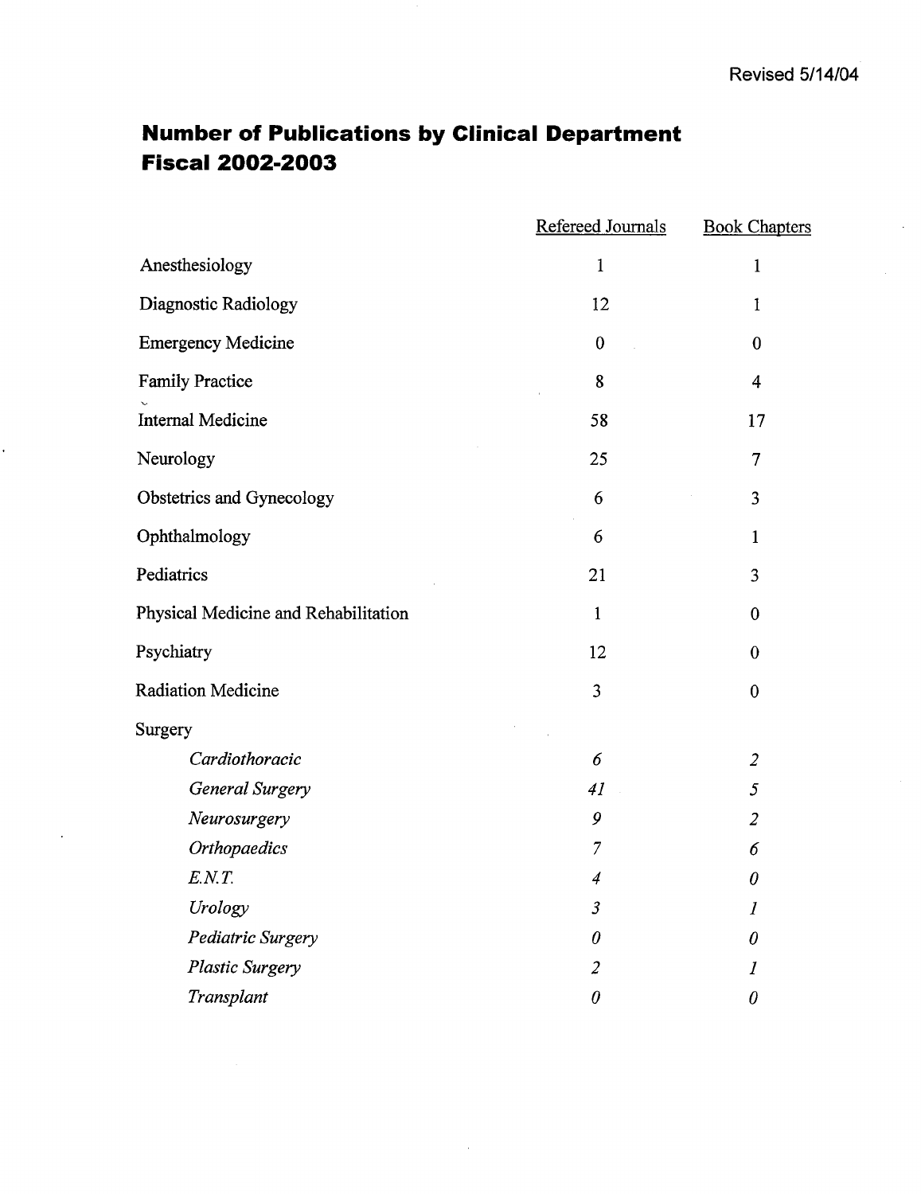Revised 5/14/04

# Number of Publications by Clinical Department
# Fiscal 2002-2003

| | Refereed Journals | Book Chapters |
|---|---|---|
| Anesthesiology | 1 | 1 |
| Diagnostic Radiology | 12 | 1 |
| Emergency Medicine | 0 | 0 |
| Family Practice | 8 | 4 |
| Internal Medicine | 58 | 17 |
| Neurology | 25 | 7 |
| Obstetrics and Gynecology | 6 | 3 |
| Ophthalmology | 6 | 1 |
| Pediatrics | 21 | 3 |
| Physical Medicine and Rehabilitation | 1 | 0 |
| Psychiatry | 12 | 0 |
| Radiation Medicine | 3 | 0 |
| Surgery | | |
| *Cardiothoracic* | *6* | *2* |
| *General Surgery* | *41* | *5* |
| *Neurosurgery* | *9* | *2* |
| *Orthopaedics* | *7* | *6* |
| *E.N.T.* | *4* | *0* |
| *Urology* | *3* | *1* |
| *Pediatric Surgery* | *0* | *0* |
| *Plastic Surgery* | *2* | *1* |
| *Transplant* | *0* | *0* |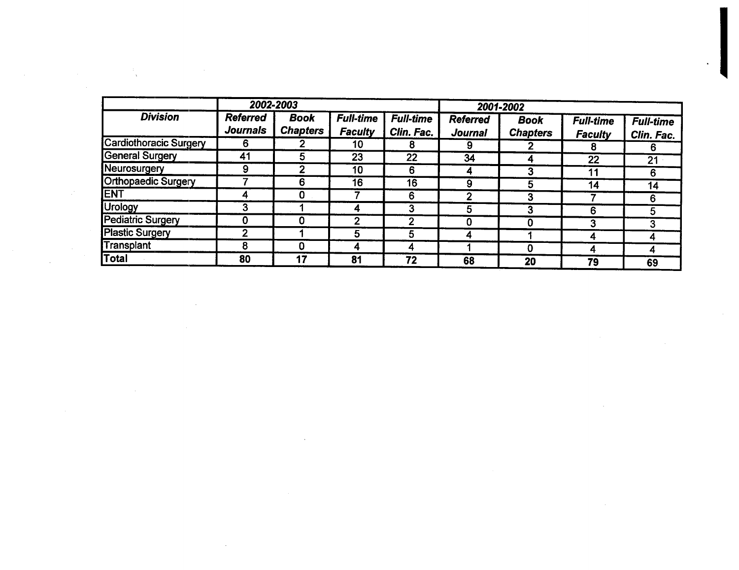| | 2002-2003 | | | | 2001-2002 | | | |
|---|---|---|---|---|---|---|---|---|
| **Division** | **Referred Journals** | **Book Chapters** | **Full-time Faculty** | **Full-time Clin. Fac.** | **Referred Journal** | **Book Chapters** | **Full-time Faculty** | **Full-time Clin. Fac.** |
| Cardiothoracic Surgery | 6 | 2 | 10 | 8 | 9 | 2 | 8 | 6 |
| General Surgery | 41 | 5 | 23 | 22 | 34 | 4 | 22 | 21 |
| Neurosurgery | 9 | 2 | 10 | 6 | 4 | 3 | 11 | 6 |
| Orthopaedic Surgery | 7 | 6 | 16 | 16 | 9 | 5 | 14 | 14 |
| ENT | 4 | 0 | 7 | 6 | 2 | 3 | 7 | 6 |
| Urology | 3 | 1 | 4 | 3 | 5 | 3 | 6 | 5 |
| Pediatric Surgery | 0 | 0 | 2 | 2 | 0 | 0 | 3 | 3 |
| Plastic Surgery | 2 | 1 | 5 | 5 | 4 | 1 | 4 | 4 |
| Transplant | 8 | 0 | 4 | 4 | 1 | 0 | 4 | 4 |
| **Total** | **80** | **17** | **81** | **72** | **68** | **20** | **79** | **69** |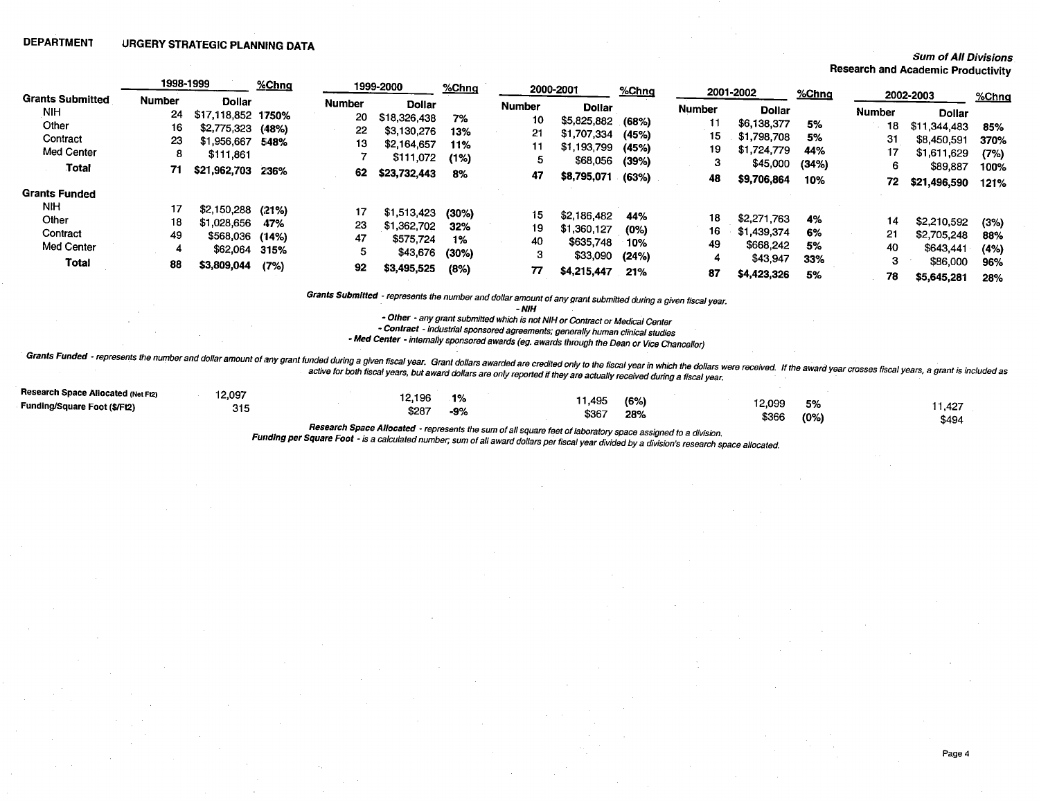**DEPARTMENT URGERY STRATEGIC PLANNING DATA**

***Sum of All Divisions***
**Research and Academic Productivity**

| | 1998-1999 | | %Chng | 1999-2000 | | %Chng | 2000-2001 | | %Chng | 2001-2002 | | %Chng | 2002-2003 | | %Chng |
|---|---|---|---|---|---|---|---|---|---|---|---|---|---|---|---|
| | Number | Dollar | | Number | Dollar | | Number | Dollar | | Number | Dollar | | Number | Dollar | |
| **Grants Submitted** | | | | | | | | | | | | | | | |
| NIH | 24 | $17,118,852 | 1750% | 20 | $18,326,438 | 7% | 10 | $5,825,882 | (68%) | 11 | $6,138,377 | 5% | 18 | $11,344,483 | 85% |
| Other | 16 | $2,775,323 | (48%) | 22 | $3,130,276 | 13% | 21 | $1,707,334 | (45%) | 15 | $1,798,708 | 5% | 31 | $8,450,591 | 370% |
| Contract | 23 | $1,956,667 | 548% | 13 | $2,164,657 | 11% | 11 | $1,193,799 | (45%) | 19 | $1,724,779 | 44% | 17 | $1,611,629 | (7%) |
| Med Center | 8 | $111,861 | | 7 | $111,072 | (1%) | 5 | $68,056 | (39%) | 3 | $45,000 | (34%) | 6 | $89,887 | 100% |
| **Total** | **71** | **$21,962,703** | **236%** | **62** | **$23,732,443** | **8%** | **47** | **$8,795,071** | **(63%)** | **48** | **$9,706,864** | **10%** | **72** | **$21,496,590** | **121%** |
| **Grants Funded** | | | | | | | | | | | | | | | |
| NIH | 17 | $2,150,288 | (21%) | 17 | $1,513,423 | (30%) | 15 | $2,186,482 | 44% | 18 | $2,271,763 | 4% | 14 | $2,210,592 | (3%) |
| Other | 18 | $1,028,656 | 47% | 23 | $1,362,702 | 32% | 19 | $1,360,127 | (0%) | 16 | $1,439,374 | 6% | 21 | $2,705,248 | 88% |
| Contract | 49 | $568,036 | (14%) | 47 | $575,724 | 1% | 40 | $635,748 | 10% | 49 | $668,242 | 5% | 40 | $643,441 | (4%) |
| Med Center | 4 | $62,064 | 315% | 5 | $43,676 | (30%) | 3 | $33,090 | (24%) | 4 | $43,947 | 33% | 3 | $86,000 | 96% |
| **Total** | **88** | **$3,809,044** | **(7%)** | **92** | **$3,495,525** | **(8%)** | **77** | **$4,215,447** | **21%** | **87** | **$4,423,326** | **5%** | **78** | **$5,645,281** | **28%** |

***Grants Submitted*** *- represents the number and dollar amount of any grant submitted during a given fiscal year.*
***- NIH***
***- Other*** *- any grant submitted which is not NIH or Contract or Medical Center*
***- Contract*** *- industrial sponsored agreements; generally human clinical studies*
***- Med Center*** *- internally sponsored awards (eg. awards through the Dean or Vice Chancellor)*

***Grants Funded*** *- represents the number and dollar amount of any grant funded during a given fiscal year. Grant dollars awarded are credited only to the fiscal year in which the dollars were received. If the award year crosses fiscal years, a grant is included as active for both fiscal years, but award dollars are only reported if they are actually received during a fiscal year.*

| | 1998-1999 | %Chng | 1999-2000 | %Chng | 2000-2001 | %Chng | 2001-2002 | %Chng | 2002-2003 |
|---|---|---|---|---|---|---|---|---|---|
| **Research Space Allocated (Net Ft2)** | 12,097 | | 12,196 | 1% | 11,495 | (6%) | 12,099 | 5% | 11,427 |
| **Funding/Square Foot ($/Ft2)** | 315 | | $287 | -9% | $367 | 28% | $366 | (0%) | $494 |

***Research Space Allocated*** *- represents the sum of all square feet of laboratory space assigned to a division.*
***Funding per Square Foot*** *- is a calculated number; sum of all award dollars per fiscal year divided by a division's research space allocated.*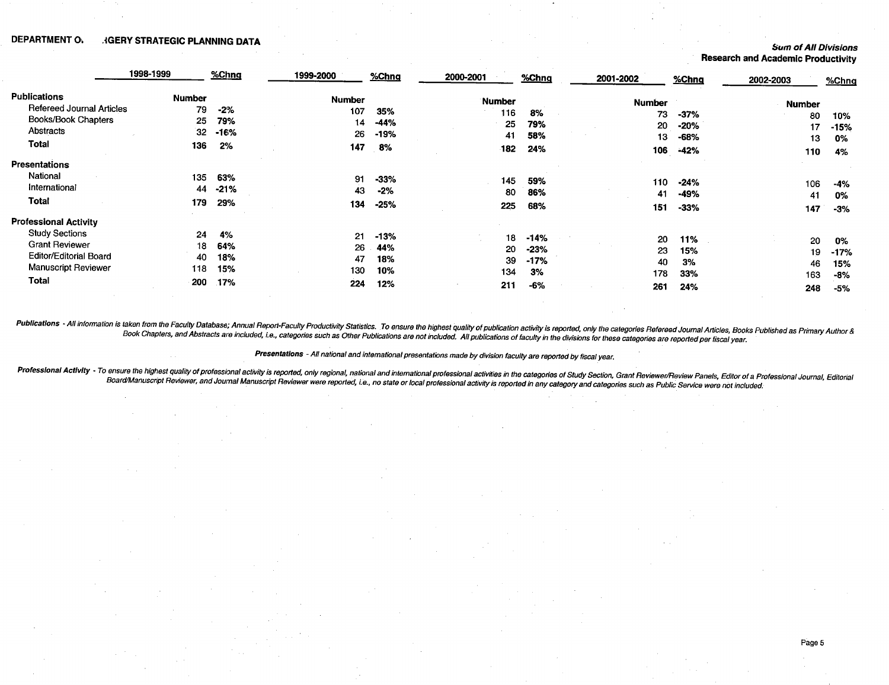DEPARTMENT O. .IGERY STRATEGIC PLANNING DATA

***Sum of All Divisions***
**Research and Academic Productivity**

| | 1998-1999 | %Chng | 1999-2000 | %Chng | 2000-2001 | %Chng | 2001-2002 | %Chng | 2002-2003 | %Chng |
|---|---|---|---|---|---|---|---|---|---|---|
| **Publications** | **Number** | | **Number** | | **Number** | | **Number** | | **Number** | |
| Refereed Journal Articles | 79 | -2% | 107 | 35% | 116 | 8% | 73 | -37% | 80 | 10% |
| Books/Book Chapters | 25 | 79% | 14 | -44% | 25 | 79% | 20 | -20% | 17 | -15% |
| Abstracts | 32 | -16% | 26 | -19% | 41 | 58% | 13 | -68% | 13 | 0% |
| **Total** | **136** | **2%** | **147** | **8%** | **182** | **24%** | **106** | **-42%** | **110** | **4%** |
| **Presentations** | | | | | | | | | | |
| National | 135 | 63% | 91 | -33% | 145 | 59% | 110 | -24% | 106 | -4% |
| International | 44 | -21% | 43 | -2% | 80 | 86% | 41 | -49% | 41 | 0% |
| **Total** | **179** | **29%** | **134** | **-25%** | **225** | **68%** | **151** | **-33%** | **147** | **-3%** |
| **Professional Activity** | | | | | | | | | | |
| Study Sections | 24 | 4% | 21 | -13% | 18 | -14% | 20 | 11% | 20 | 0% |
| Grant Reviewer | 18 | 64% | 26 | 44% | 20 | -23% | 23 | 15% | 19 | -17% |
| Editor/Editorial Board | 40 | 18% | 47 | 18% | 39 | -17% | 40 | 3% | 46 | 15% |
| Manuscript Reviewer | 118 | 15% | 130 | 10% | 134 | 3% | 178 | 33% | 163 | -8% |
| **Total** | **200** | **17%** | **224** | **12%** | **211** | **-6%** | **261** | **24%** | **248** | **-5%** |

***Publications*** *- All information is taken from the Faculty Database; Annual Report-Faculty Productivity Statistics. To ensure the highest quality of publication activity is reported, only the categories Refereed Journal Articles, Books Published as Primary Author & Book Chapters, and Abstracts are included, i.e., categories such as Other Publications are not included. All publications of faculty in the divisions for these categories are reported per fiscal year.*

***Presentations*** *- All national and international presentations made by division faculty are reported by fiscal year.*

***Professional Activity*** *- To ensure the highest quality of professional activity is reported, only regional, national and international professional activities in the categories of Study Section, Grant Reviewer/Review Panels, Editor of a Professional Journal, Editorial Board/Manuscript Reviewer, and Journal Manuscript Reviewer were reported, i.e., no state or local professional activity is reported in any category and categories such as Public Service were not included.*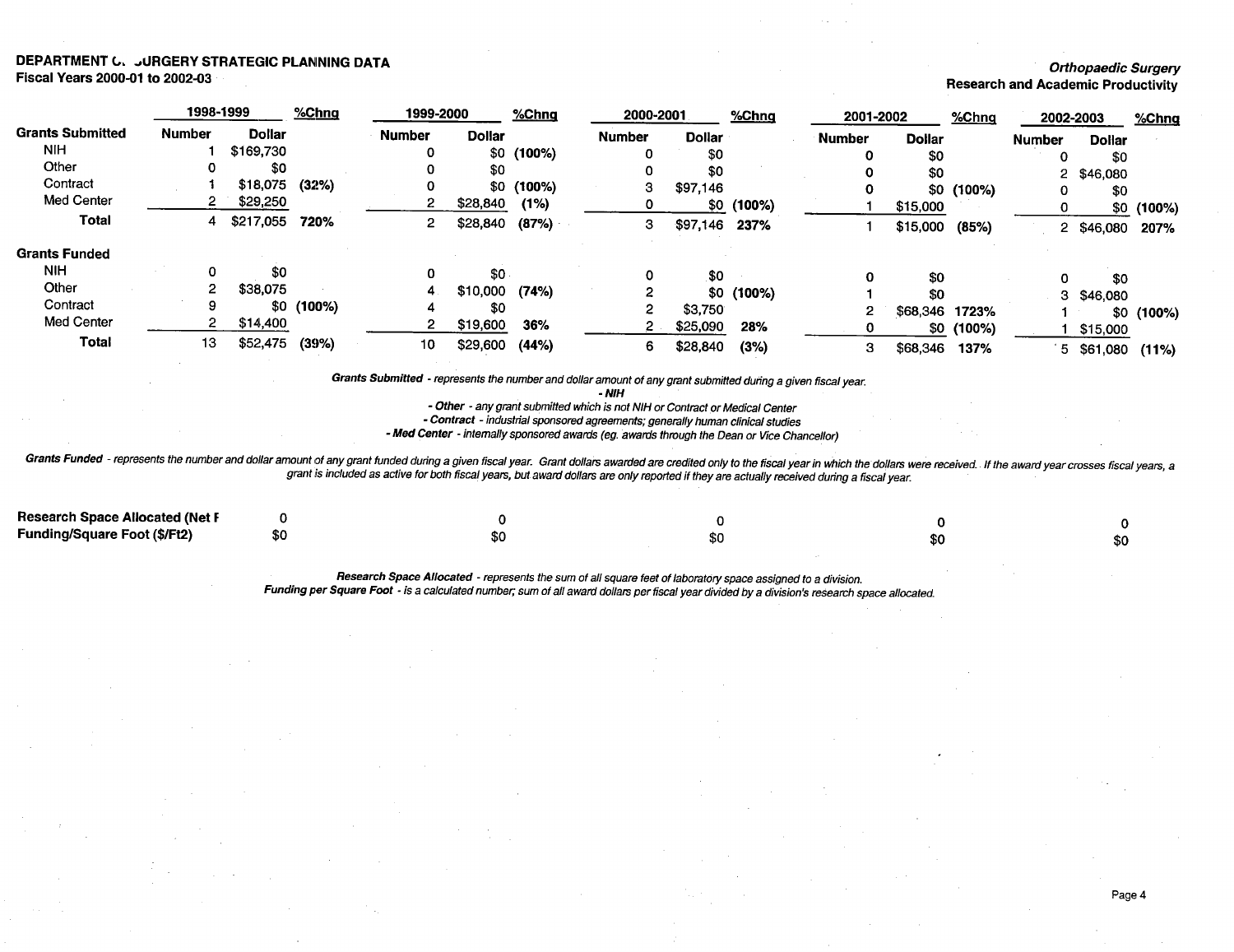**DEPARTMENT C. JURGERY STRATEGIC PLANNING DATA**
**Fiscal Years 2000-01 to 2002-03**

***Orthopaedic Surgery***
**Research and Academic Productivity**

| | 1998-1999 | | %Chng | 1999-2000 | | %Chng | 2000-2001 | | %Chng | 2001-2002 | | %Chng | 2002-2003 | | %Chng |
|---|---|---|---|---|---|---|---|---|---|---|---|---|---|---|---|
| **Grants Submitted** | **Number** | **Dollar** | | **Number** | **Dollar** | | **Number** | **Dollar** | | **Number** | **Dollar** | | **Number** | **Dollar** | |
| NIH | 1 | $169,730 | | 0 | $0 | (100%) | 0 | $0 | | 0 | $0 | | 0 | $0 | |
| Other | 0 | $0 | | 0 | $0 | | 0 | $0 | | 0 | $0 | | 2 | $46,080 | |
| Contract | 1 | $18,075 | (32%) | 0 | $0 | (100%) | 3 | $97,146 | | 0 | $0 | (100%) | 0 | $0 | |
| Med Center | 2 | $29,250 | | 2 | $28,840 | (1%) | 0 | $0 | (100%) | 1 | $15,000 | | 0 | $0 | (100%) |
| **Total** | 4 | $217,055 | 720% | 2 | $28,840 | (87%) | 3 | $97,146 | 237% | 1 | $15,000 | (85%) | 2 | $46,080 | 207% |
| **Grants Funded** | | | | | | | | | | | | | | | |
| NIH | 0 | $0 | | 0 | $0 | | 0 | $0 | | 0 | $0 | | 0 | $0 | |
| Other | 2 | $38,075 | | 4 | $10,000 | (74%) | 2 | $0 | (100%) | 1 | $0 | | 3 | $46,080 | |
| Contract | 9 | $0 | (100%) | 4 | $0 | | 2 | $3,750 | | 2 | $68,346 | 1723% | 1 | $0 | (100%) |
| Med Center | 2 | $14,400 | | 2 | $19,600 | 36% | 2 | $25,090 | 28% | 0 | $0 | (100%) | 1 | $15,000 | |
| **Total** | 13 | $52,475 | (39%) | 10 | $29,600 | (44%) | 6 | $28,840 | (3%) | 3 | $68,346 | 137% | 5 | $61,080 | (11%) |

***Grants Submitted*** *- represents the number and dollar amount of any grant submitted during a given fiscal year.*
***- NIH***
***- Other*** *- any grant submitted which is not NIH or Contract or Medical Center*
***- Contract*** *- industrial sponsored agreements; generally human clinical studies*
***- Med Center*** *- internally sponsored awards (eg. awards through the Dean or Vice Chancellor)*

***Grants Funded*** *- represents the number and dollar amount of any grant funded during a given fiscal year. Grant dollars awarded are credited only to the fiscal year in which the dollars were received. If the award year crosses fiscal years, a grant is included as active for both fiscal years, but award dollars are only reported if they are actually received during a fiscal year.*

| | 1998-1999 | 1999-2000 | 2000-2001 | 2001-2002 | 2002-2003 |
|---|---|---|---|---|---|
| **Research Space Allocated (Net F** | 0 | 0 | 0 | 0 | 0 |
| **Funding/Square Foot ($/Ft2)** | $0 | $0 | $0 | $0 | $0 |

***Research Space Allocated*** *- represents the sum of all square feet of laboratory space assigned to a division.*
***Funding per Square Foot*** *- is a calculated number; sum of all award dollars per fiscal year divided by a division's research space allocated.*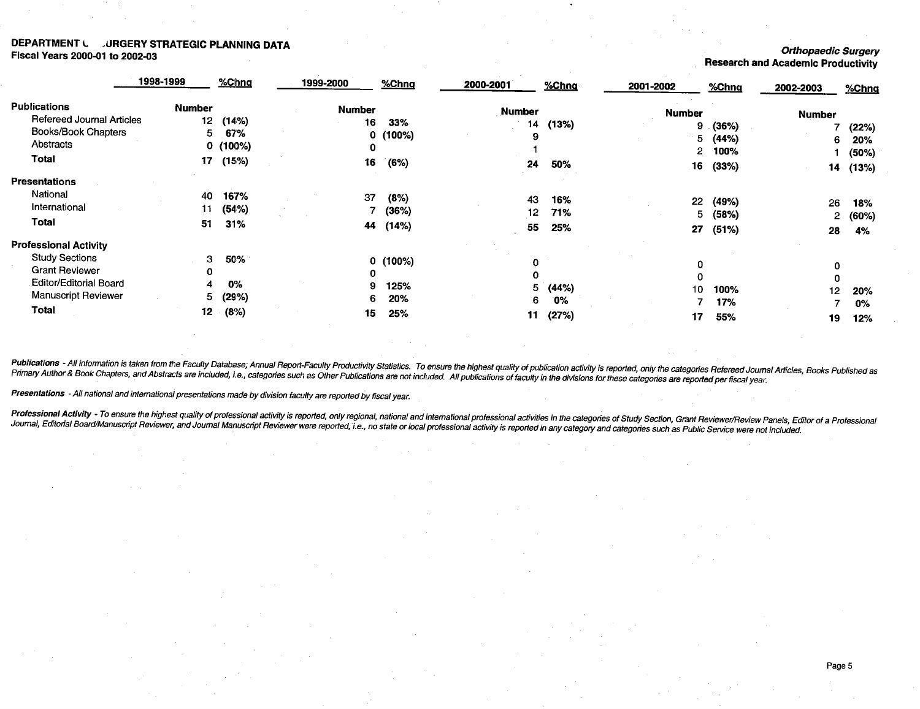**DEPARTMENT OF SURGERY STRATEGIC PLANNING DATA**
**Fiscal Years 2000-01 to 2002-03**

***Orthopaedic Surgery***
**Research and Academic Productivity**

| | 1998-1999 | %Chng | 1999-2000 | %Chng | 2000-2001 | %Chng | 2001-2002 | %Chng | 2002-2003 | %Chng |
|---|---|---|---|---|---|---|---|---|---|---|
| **Publications** | **Number** | | **Number** | | **Number** | | **Number** | | **Number** | |
| Refereed Journal Articles | 12 | (14%) | 16 | 33% | 14 | (13%) | 9 | (36%) | 7 | (22%) |
| Books/Book Chapters | 5 | 67% | 0 | (100%) | 9 | | 5 | (44%) | 6 | 20% |
| Abstracts | 0 | (100%) | 0 | | 1 | | 2 | 100% | 1 | (50%) |
| **Total** | **17** | **(15%)** | **16** | **(6%)** | **24** | **50%** | **16** | **(33%)** | **14** | **(13%)** |
| **Presentations** | | | | | | | | | | |
| National | 40 | 167% | 37 | (8%) | 43 | 16% | 22 | (49%) | 26 | 18% |
| International | 11 | (54%) | 7 | (36%) | 12 | 71% | 5 | (58%) | 2 | (60%) |
| **Total** | **51** | **31%** | **44** | **(14%)** | **55** | **25%** | **27** | **(51%)** | **28** | **4%** |
| **Professional Activity** | | | | | | | | | | |
| Study Sections | 3 | 50% | 0 | (100%) | 0 | | 0 | | 0 | |
| Grant Reviewer | 0 | | 0 | | 0 | | 0 | | 0 | |
| Editor/Editorial Board | 4 | 0% | 9 | 125% | 5 | (44%) | 10 | 100% | 12 | 20% |
| Manuscript Reviewer | 5 | (29%) | 6 | 20% | 6 | 0% | 7 | 17% | 7 | 0% |
| **Total** | **12** | **(8%)** | **15** | **25%** | **11** | **(27%)** | **17** | **55%** | **19** | **12%** |

***Publications*** *- All information is taken from the Faculty Database; Annual Report-Faculty Productivity Statistics. To ensure the highest quality of publication activity is reported, only the categories Refereed Journal Articles, Books Published as Primary Author & Book Chapters, and Abstracts are included, i.e., categories such as Other Publications are not included. All publications of faculty in the divisions for these categories are reported per fiscal year.*

***Presentations*** *- All national and international presentations made by division faculty are reported by fiscal year.*

***Professional Activity*** *- To ensure the highest quality of professional activity is reported, only regional, national and international professional activities in the categories of Study Section, Grant Reviewer/Review Panels, Editor of a Professional Journal, Editorial Board/Manuscript Reviewer, and Journal Manuscript Reviewer were reported, i.e., no state or local professional activity is reported in any category and categories such as Public Service were not included.*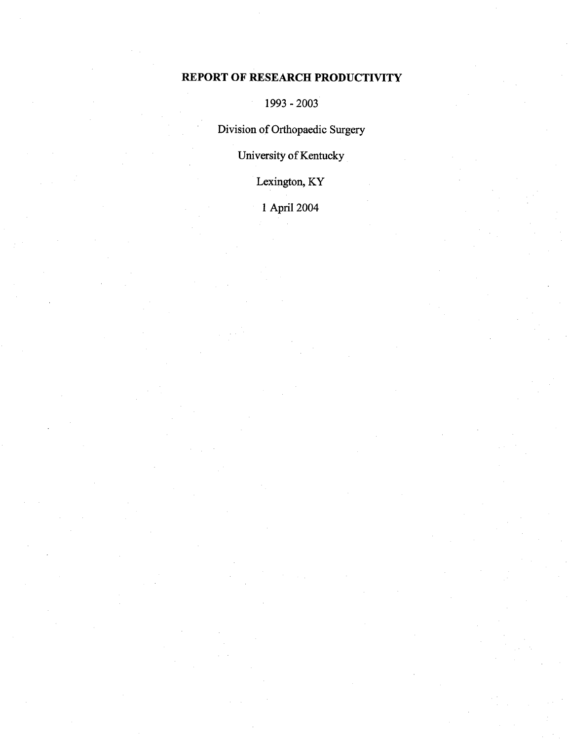# REPORT OF RESEARCH PRODUCTIVITY

1993 - 2003

Division of Orthopaedic Surgery

University of Kentucky

Lexington, KY

1 April 2004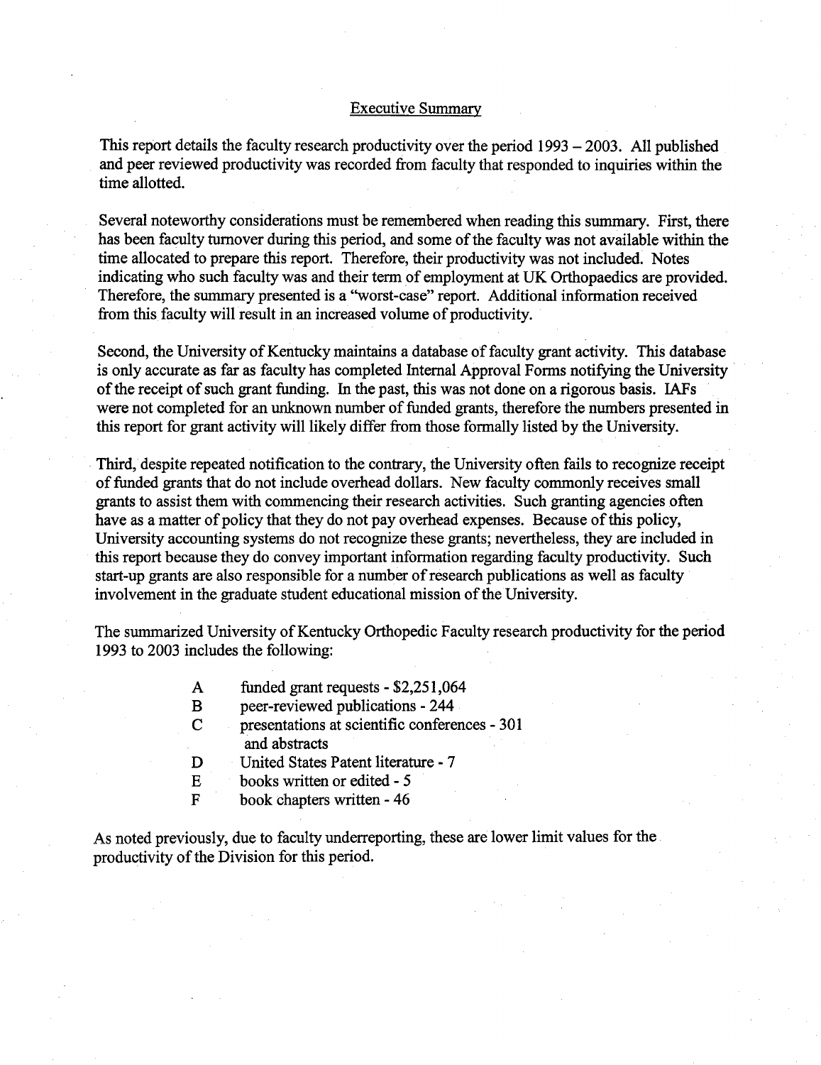## Executive Summary

This report details the faculty research productivity over the period 1993 – 2003. All published and peer reviewed productivity was recorded from faculty that responded to inquiries within the time allotted.

Several noteworthy considerations must be remembered when reading this summary. First, there has been faculty turnover during this period, and some of the faculty was not available within the time allocated to prepare this report. Therefore, their productivity was not included. Notes indicating who such faculty was and their term of employment at UK Orthopaedics are provided. Therefore, the summary presented is a "worst-case" report. Additional information received from this faculty will result in an increased volume of productivity.

Second, the University of Kentucky maintains a database of faculty grant activity. This database is only accurate as far as faculty has completed Internal Approval Forms notifying the University of the receipt of such grant funding. In the past, this was not done on a rigorous basis. IAFs were not completed for an unknown number of funded grants, therefore the numbers presented in this report for grant activity will likely differ from those formally listed by the University.

Third, despite repeated notification to the contrary, the University often fails to recognize receipt of funded grants that do not include overhead dollars. New faculty commonly receives small grants to assist them with commencing their research activities. Such granting agencies often have as a matter of policy that they do not pay overhead expenses. Because of this policy, University accounting systems do not recognize these grants; nevertheless, they are included in this report because they do convey important information regarding faculty productivity. Such start-up grants are also responsible for a number of research publications as well as faculty involvement in the graduate student educational mission of the University.

The summarized University of Kentucky Orthopedic Faculty research productivity for the period 1993 to 2003 includes the following:

- A funded grant requests - $2,251,064
- B peer-reviewed publications - 244
- C presentations at scientific conferences - 301 and abstracts
- D United States Patent literature - 7
- E books written or edited - 5
- F book chapters written - 46

As noted previously, due to faculty underreporting, these are lower limit values for the productivity of the Division for this period.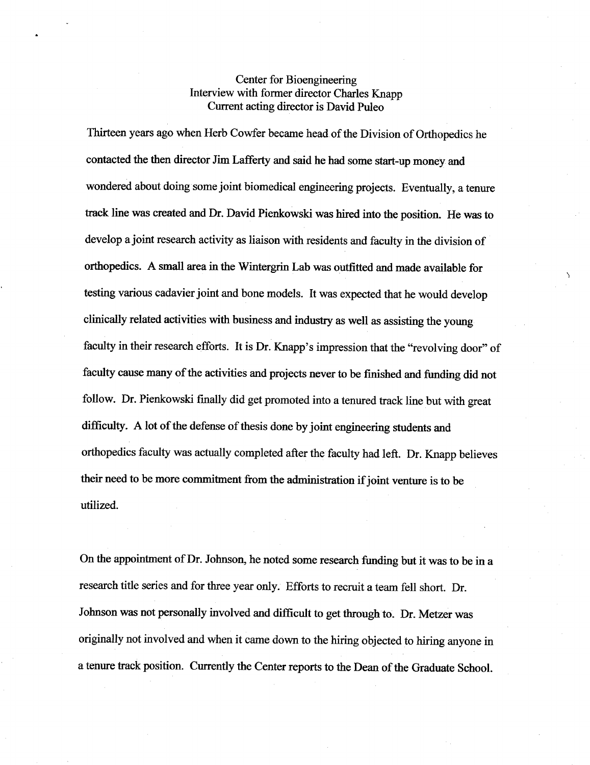Center for Bioengineering
Interview with former director Charles Knapp
Current acting director is David Puleo

Thirteen years ago when Herb Cowfer became head of the Division of Orthopedics he contacted the then director Jim Lafferty and said he had some start-up money and wondered about doing some joint biomedical engineering projects. Eventually, a tenure track line was created and Dr. David Pienkowski was hired into the position. He was to develop a joint research activity as liaison with residents and faculty in the division of orthopedics. A small area in the Wintergrin Lab was outfitted and made available for testing various cadavier joint and bone models. It was expected that he would develop clinically related activities with business and industry as well as assisting the young faculty in their research efforts. It is Dr. Knapp's impression that the "revolving door" of faculty cause many of the activities and projects never to be finished and funding did not follow. Dr. Pienkowski finally did get promoted into a tenured track line but with great difficulty. A lot of the defense of thesis done by joint engineering students and orthopedics faculty was actually completed after the faculty had left. Dr. Knapp believes their need to be more commitment from the administration if joint venture is to be utilized.

On the appointment of Dr. Johnson, he noted some research funding but it was to be in a research title series and for three year only. Efforts to recruit a team fell short. Dr. Johnson was not personally involved and difficult to get through to. Dr. Metzer was originally not involved and when it came down to the hiring objected to hiring anyone in a tenure track position. Currently the Center reports to the Dean of the Graduate School.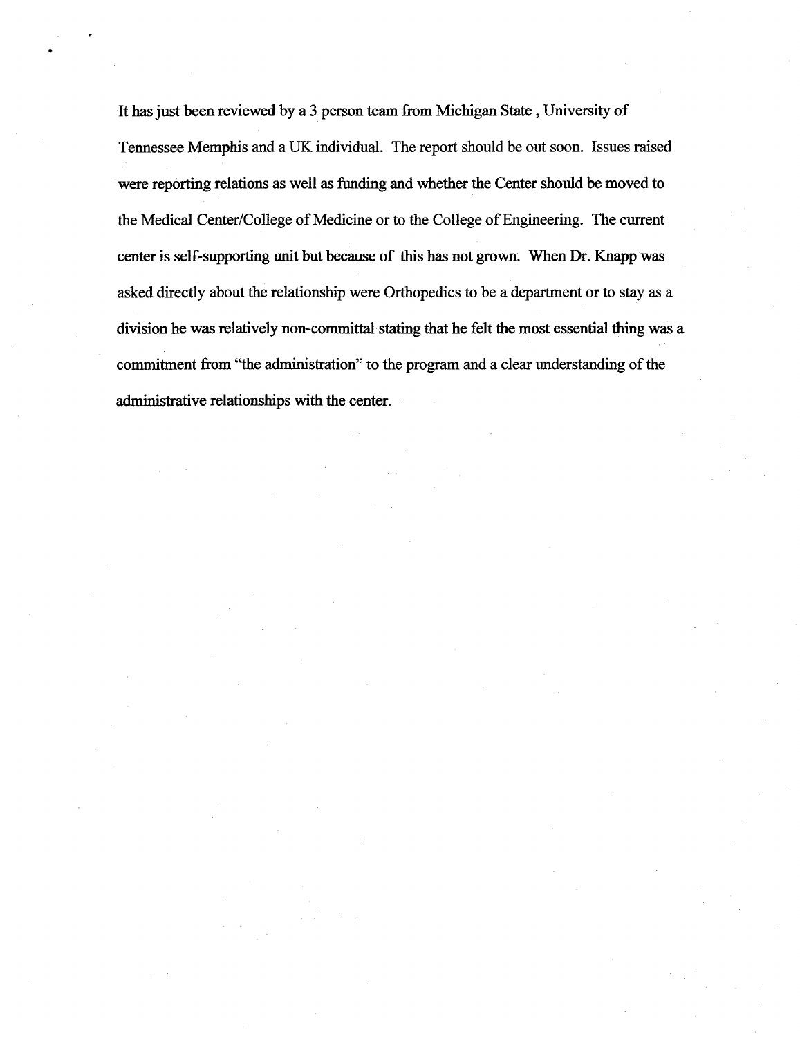It has just been reviewed by a 3 person team from Michigan State , University of Tennessee Memphis and a UK individual. The report should be out soon. Issues raised were reporting relations as well as funding and whether the Center should be moved to the Medical Center/College of Medicine or to the College of Engineering. The current center is self-supporting unit but because of this has not grown. When Dr. Knapp was asked directly about the relationship were Orthopedics to be a department or to stay as a division he was relatively non-committal stating that he felt the most essential thing was a commitment from "the administration" to the program and a clear understanding of the administrative relationships with the center.